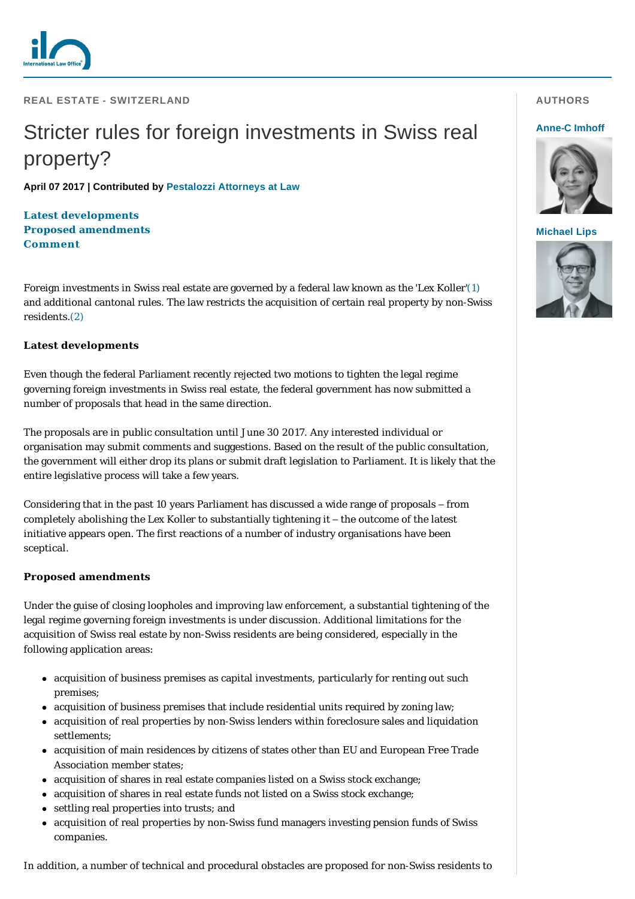REAL ESTATE - SWITZERLAND

# Stricter rules for foreign investments in Swiss real property?

**April 07 2017 | Contributed by Pestalozzi Attorneys at Law**

**AUTHORS**

**Anne-C Imhoff**

**Michael Lips**

**Latest developments**
**Proposed amendments**
**Comment**

Foreign investments in Swiss real estate are governed by a federal law known as the 'Lex Koller'(1) and additional cantonal rules. The law restricts the acquisition of certain real property by non-Swiss residents.(2)

### Latest developments

Even though the federal Parliament recently rejected two motions to tighten the legal regime governing foreign investments in Swiss real estate, the federal government has now submitted a number of proposals that head in the same direction.

The proposals are in public consultation until June 30 2017. Any interested individual or organisation may submit comments and suggestions. Based on the result of the public consultation, the government will either drop its plans or submit draft legislation to Parliament. It is likely that the entire legislative process will take a few years.

Considering that in the past 10 years Parliament has discussed a wide range of proposals – from completely abolishing the Lex Koller to substantially tightening it – the outcome of the latest initiative appears open. The first reactions of a number of industry organisations have been sceptical.

### Proposed amendments

Under the guise of closing loopholes and improving law enforcement, a substantial tightening of the legal regime governing foreign investments is under discussion. Additional limitations for the acquisition of Swiss real estate by non-Swiss residents are being considered, especially in the following application areas:

- acquisition of business premises as capital investments, particularly for renting out such premises;
- acquisition of business premises that include residential units required by zoning law;
- acquisition of real properties by non-Swiss lenders within foreclosure sales and liquidation settlements;
- acquisition of main residences by citizens of states other than EU and European Free Trade Association member states;
- acquisition of shares in real estate companies listed on a Swiss stock exchange;
- acquisition of shares in real estate funds not listed on a Swiss stock exchange;
- settling real properties into trusts; and
- acquisition of real properties by non-Swiss fund managers investing pension funds of Swiss companies.

In addition, a number of technical and procedural obstacles are proposed for non-Swiss residents to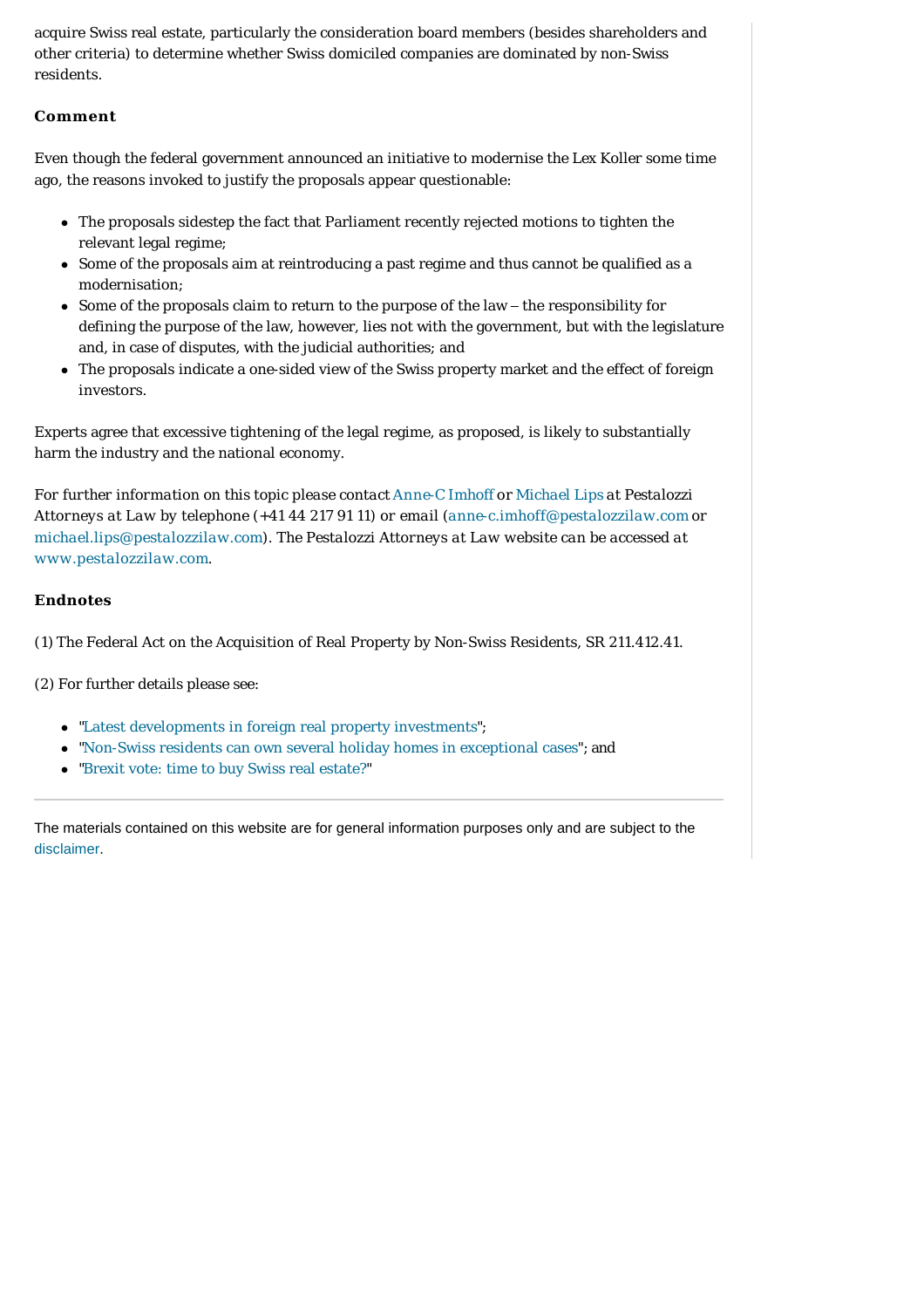acquire Swiss real estate, particularly the consideration board members (besides shareholders and other criteria) to determine whether Swiss domiciled companies are dominated by non-Swiss residents.

### Comment

Even though the federal government announced an initiative to modernise the Lex Koller some time ago, the reasons invoked to justify the proposals appear questionable:

- The proposals sidestep the fact that Parliament recently rejected motions to tighten the relevant legal regime;
- Some of the proposals aim at reintroducing a past regime and thus cannot be qualified as a modernisation;
- Some of the proposals claim to return to the purpose of the law – the responsibility for defining the purpose of the law, however, lies not with the government, but with the legislature and, in case of disputes, with the judicial authorities; and
- The proposals indicate a one-sided view of the Swiss property market and the effect of foreign investors.

Experts agree that excessive tightening of the legal regime, as proposed, is likely to substantially harm the industry and the national economy.

For further information on this topic please contact Anne-C Imhoff or Michael Lips at Pestalozzi Attorneys at Law by telephone (+41 44 217 91 11) or email (anne-c.imhoff@pestalozzilaw.com or michael.lips@pestalozzilaw.com). The Pestalozzi Attorneys at Law website can be accessed at www.pestalozzilaw.com.

### Endnotes

(1) The Federal Act on the Acquisition of Real Property by Non-Swiss Residents, SR 211.412.41.

(2) For further details please see:

- "Latest developments in foreign real property investments";
- "Non-Swiss residents can own several holiday homes in exceptional cases"; and
- "Brexit vote: time to buy Swiss real estate?"

---

The materials contained on this website are for general information purposes only and are subject to the disclaimer.